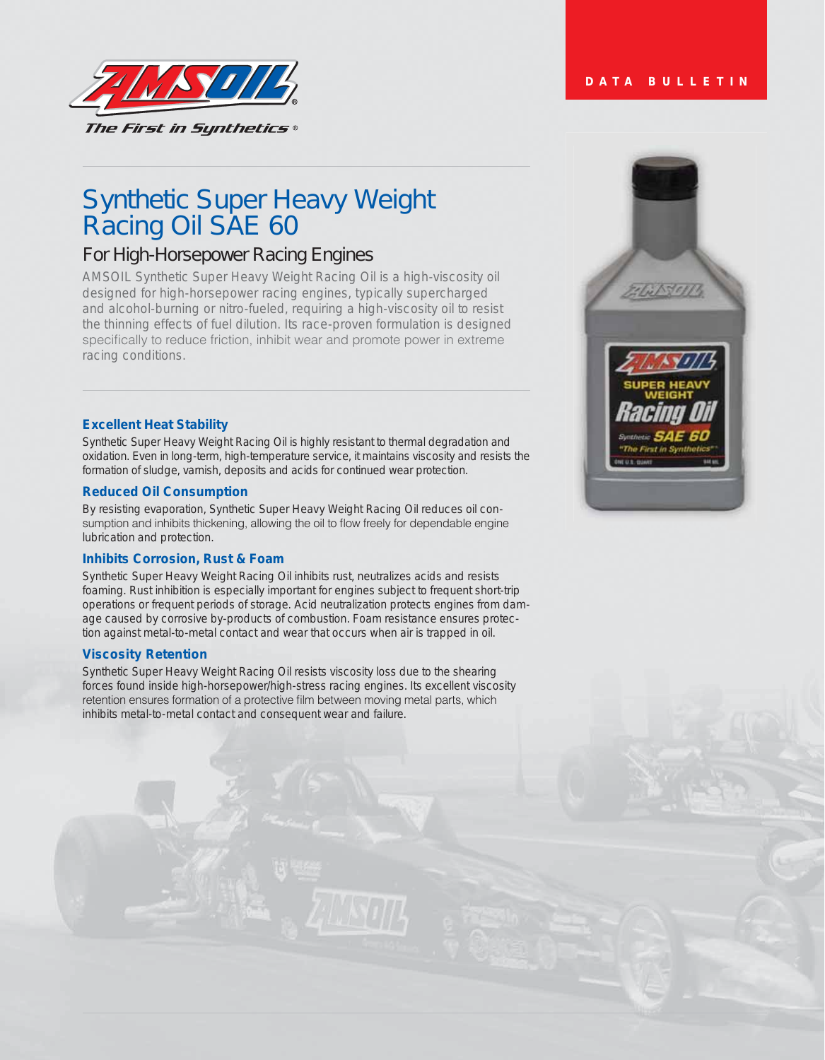The First in Synthetics®

DATA BULLETIN

# Synthetic Super Heavy Weight Racing Oil SAE 60

## For High-Horsepower Racing Engines

AMSOIL Synthetic Super Heavy Weight Racing Oil is a high-viscosity oil designed for high-horsepower racing engines, typically supercharged and alcohol-burning or nitro-fueled, requiring a high-viscosity oil to resist the thinning effects of fuel dilution. Its race-proven formulation is designed specifically to reduce friction, inhibit wear and promote power in extreme racing conditions.

### Excellent Heat Stability

Synthetic Super Heavy Weight Racing Oil is highly resistant to thermal degradation and oxidation. Even in long-term, high-temperature service, it maintains viscosity and resists the formation of sludge, varnish, deposits and acids for continued wear protection.

### Reduced Oil Consumption

By resisting evaporation, Synthetic Super Heavy Weight Racing Oil reduces oil consumption and inhibits thickening, allowing the oil to flow freely for dependable engine lubrication and protection.

### Inhibits Corrosion, Rust & Foam

Synthetic Super Heavy Weight Racing Oil inhibits rust, neutralizes acids and resists foaming. Rust inhibition is especially important for engines subject to frequent short-trip operations or frequent periods of storage. Acid neutralization protects engines from damage caused by corrosive by-products of combustion. Foam resistance ensures protection against metal-to-metal contact and wear that occurs when air is trapped in oil.

### Viscosity Retention

Synthetic Super Heavy Weight Racing Oil resists viscosity loss due to the shearing forces found inside high-horsepower/high-stress racing engines. Its excellent viscosity retention ensures formation of a protective film between moving metal parts, which inhibits metal-to-metal contact and consequent wear and failure.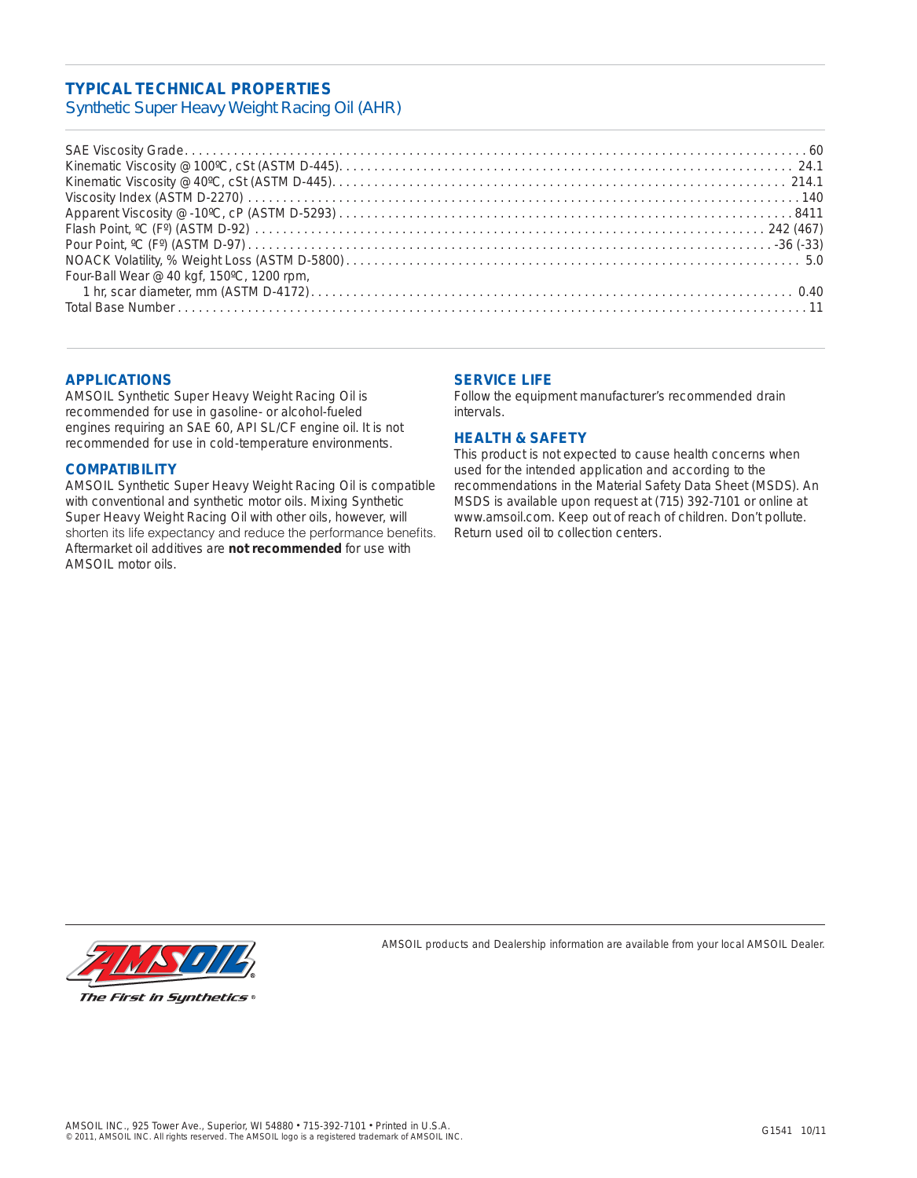## TYPICAL TECHNICAL PROPERTIES

### Synthetic Super Heavy Weight Racing Oil (AHR)

| | |
|---|---|
| SAE Viscosity Grade | 60 |
| Kinematic Viscosity @ 100ºC, cSt (ASTM D-445) | 24.1 |
| Kinematic Viscosity @ 40ºC, cSt (ASTM D-445) | 214.1 |
| Viscosity Index (ASTM D-2270) | 140 |
| Apparent Viscosity @ -10ºC, cP (ASTM D-5293) | 8411 |
| Flash Point, ºC (Fº) (ASTM D-92) | 242 (467) |
| Pour Point, ºC (Fº) (ASTM D-97) | -36 (-33) |
| NOACK Volatility, % Weight Loss (ASTM D-5800) | 5.0 |
| Four-Ball Wear @ 40 kgf, 150ºC, 1200 rpm, 1 hr, scar diameter, mm (ASTM D-4172) | 0.40 |
| Total Base Number | 11 |

### APPLICATIONS

AMSOIL Synthetic Super Heavy Weight Racing Oil is recommended for use in gasoline- or alcohol-fueled engines requiring an SAE 60, API SL/CF engine oil. It is not recommended for use in cold-temperature environments.

### COMPATIBILITY

AMSOIL Synthetic Super Heavy Weight Racing Oil is compatible with conventional and synthetic motor oils. Mixing Synthetic Super Heavy Weight Racing Oil with other oils, however, will shorten its life expectancy and reduce the performance benefits. Aftermarket oil additives are **not recommended** for use with AMSOIL motor oils.

### SERVICE LIFE

Follow the equipment manufacturer's recommended drain intervals.

### HEALTH & SAFETY

This product is not expected to cause health concerns when used for the intended application and according to the recommendations in the Material Safety Data Sheet (MSDS). An MSDS is available upon request at (715) 392-7101 or online at www.amsoil.com. Keep out of reach of children. Don't pollute. Return used oil to collection centers.

AMSOIL products and Dealership information are available from your local AMSOIL Dealer.

AMSOIL INC., 925 Tower Ave., Superior, WI 54880 • 715-392-7101 • Printed in U.S.A.
© 2011, AMSOIL INC. All rights reserved. The AMSOIL logo is a registered trademark of AMSOIL INC.

G1541 10/11